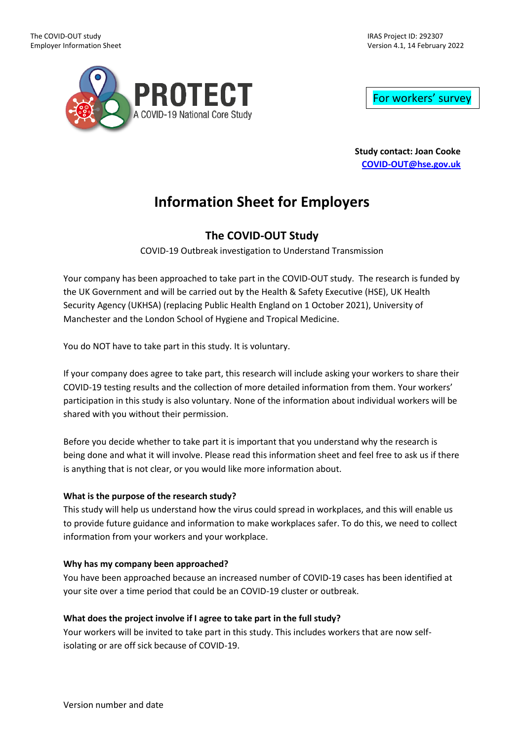For workers' survey

**Study contact: Joan Cooke**
**COVID-OUT@hse.gov.uk**

# Information Sheet for Employers

## The COVID-OUT Study

COVID-19 Outbreak investigation to Understand Transmission

Your company has been approached to take part in the COVID-OUT study. The research is funded by the UK Government and will be carried out by the Health & Safety Executive (HSE), UK Health Security Agency (UKHSA) (replacing Public Health England on 1 October 2021), University of Manchester and the London School of Hygiene and Tropical Medicine.

You do NOT have to take part in this study. It is voluntary.

If your company does agree to take part, this research will include asking your workers to share their COVID-19 testing results and the collection of more detailed information from them. Your workers' participation in this study is also voluntary. None of the information about individual workers will be shared with you without their permission.

Before you decide whether to take part it is important that you understand why the research is being done and what it will involve. Please read this information sheet and feel free to ask us if there is anything that is not clear, or you would like more information about.

**What is the purpose of the research study?**
This study will help us understand how the virus could spread in workplaces, and this will enable us to provide future guidance and information to make workplaces safer. To do this, we need to collect information from your workers and your workplace.

**Why has my company been approached?**
You have been approached because an increased number of COVID-19 cases has been identified at your site over a time period that could be an COVID-19 cluster or outbreak.

**What does the project involve if I agree to take part in the full study?**
Your workers will be invited to take part in this study. This includes workers that are now self-isolating or are off sick because of COVID-19.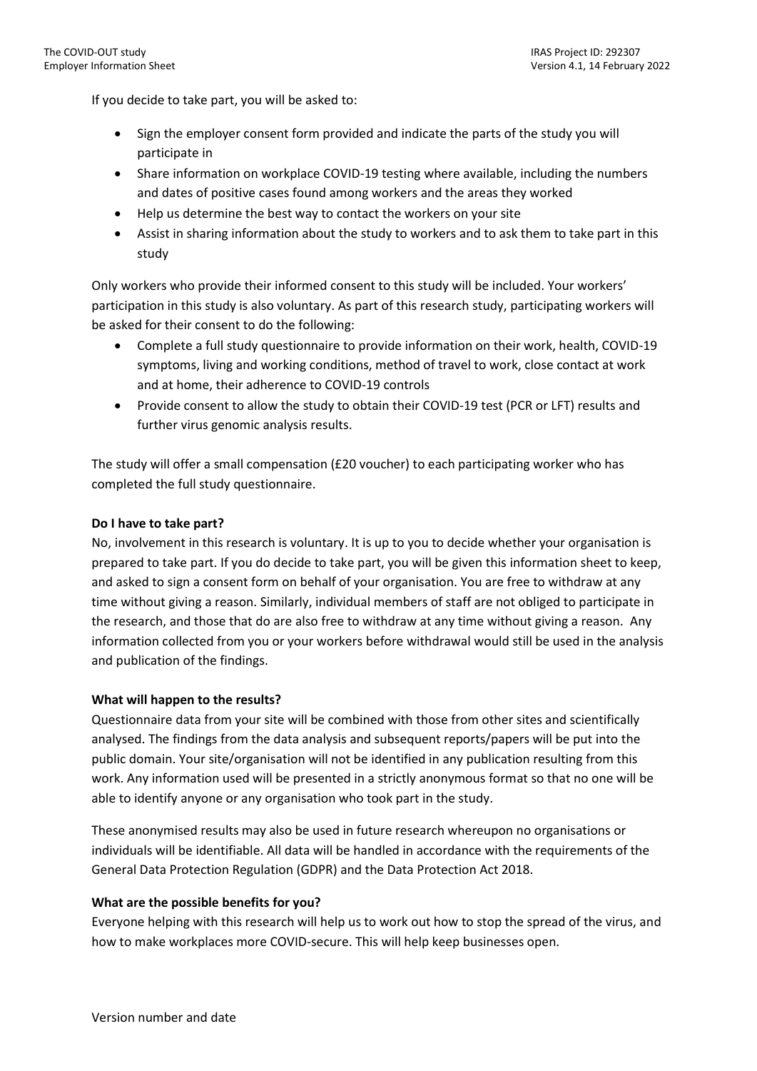If you decide to take part, you will be asked to:

- Sign the employer consent form provided and indicate the parts of the study you will participate in
- Share information on workplace COVID-19 testing where available, including the numbers and dates of positive cases found among workers and the areas they worked
- Help us determine the best way to contact the workers on your site
- Assist in sharing information about the study to workers and to ask them to take part in this study

Only workers who provide their informed consent to this study will be included. Your workers' participation in this study is also voluntary. As part of this research study, participating workers will be asked for their consent to do the following:

- Complete a full study questionnaire to provide information on their work, health, COVID-19 symptoms, living and working conditions, method of travel to work, close contact at work and at home, their adherence to COVID-19 controls
- Provide consent to allow the study to obtain their COVID-19 test (PCR or LFT) results and further virus genomic analysis results.

The study will offer a small compensation (£20 voucher) to each participating worker who has completed the full study questionnaire.

**Do I have to take part?**

No, involvement in this research is voluntary. It is up to you to decide whether your organisation is prepared to take part. If you do decide to take part, you will be given this information sheet to keep, and asked to sign a consent form on behalf of your organisation. You are free to withdraw at any time without giving a reason. Similarly, individual members of staff are not obliged to participate in the research, and those that do are also free to withdraw at any time without giving a reason. Any information collected from you or your workers before withdrawal would still be used in the analysis and publication of the findings.

**What will happen to the results?**

Questionnaire data from your site will be combined with those from other sites and scientifically analysed. The findings from the data analysis and subsequent reports/papers will be put into the public domain. Your site/organisation will not be identified in any publication resulting from this work. Any information used will be presented in a strictly anonymous format so that no one will be able to identify anyone or any organisation who took part in the study.

These anonymised results may also be used in future research whereupon no organisations or individuals will be identifiable. All data will be handled in accordance with the requirements of the General Data Protection Regulation (GDPR) and the Data Protection Act 2018.

**What are the possible benefits for you?**

Everyone helping with this research will help us to work out how to stop the spread of the virus, and how to make workplaces more COVID-secure. This will help keep businesses open.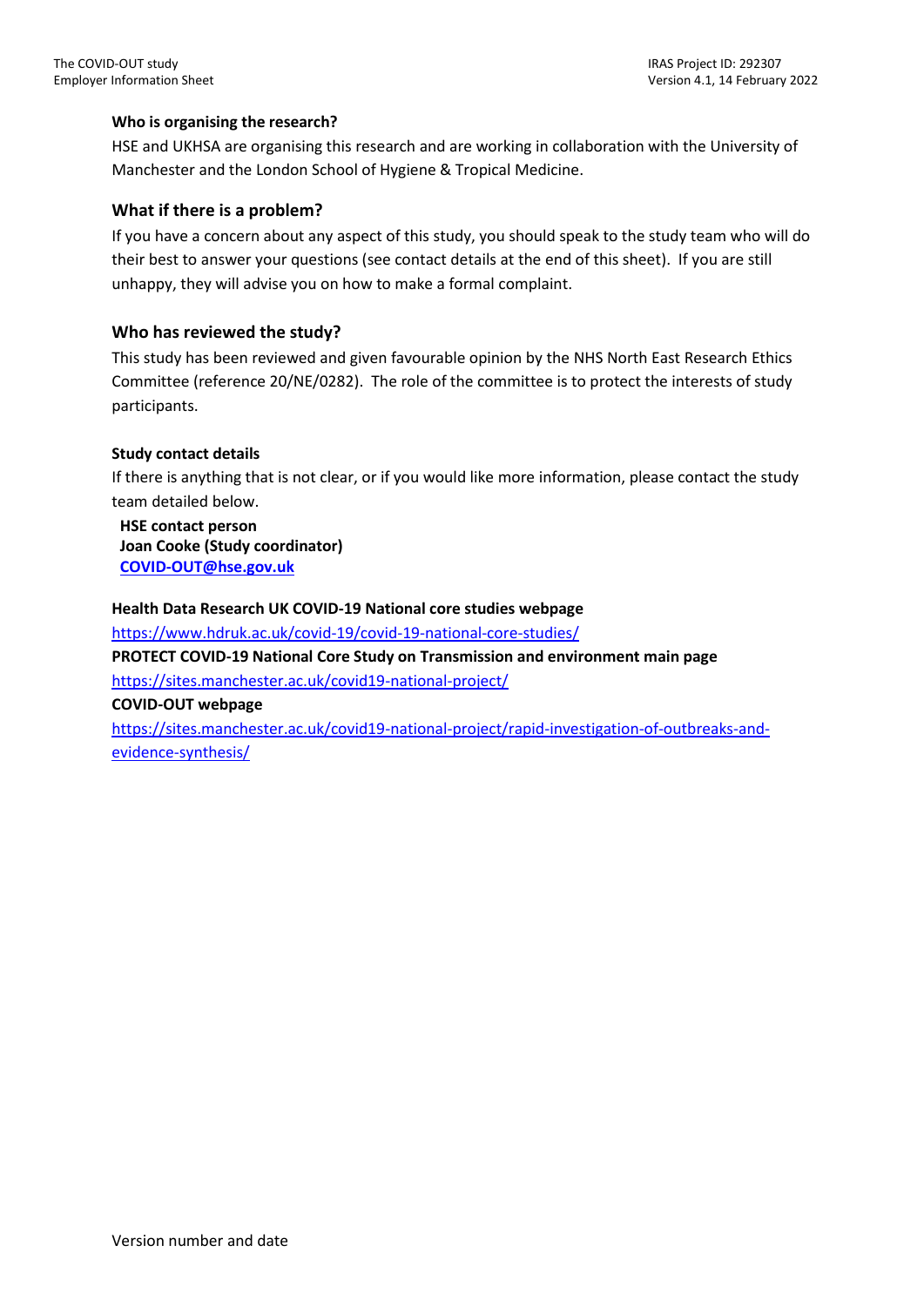**Who is organising the research?**

HSE and UKHSA are organising this research and are working in collaboration with the University of Manchester and the London School of Hygiene & Tropical Medicine.

## What if there is a problem?

If you have a concern about any aspect of this study, you should speak to the study team who will do their best to answer your questions (see contact details at the end of this sheet). If you are still unhappy, they will advise you on how to make a formal complaint.

## Who has reviewed the study?

This study has been reviewed and given favourable opinion by the NHS North East Research Ethics Committee (reference 20/NE/0282). The role of the committee is to protect the interests of study participants.

**Study contact details**

If there is anything that is not clear, or if you would like more information, please contact the study team detailed below.

**HSE contact person**
**Joan Cooke (Study coordinator)**
**COVID-OUT@hse.gov.uk**

**Health Data Research UK COVID-19 National core studies webpage**
https://www.hdruk.ac.uk/covid-19/covid-19-national-core-studies/

**PROTECT COVID-19 National Core Study on Transmission and environment main page**
https://sites.manchester.ac.uk/covid19-national-project/

**COVID-OUT webpage**
https://sites.manchester.ac.uk/covid19-national-project/rapid-investigation-of-outbreaks-and-evidence-synthesis/